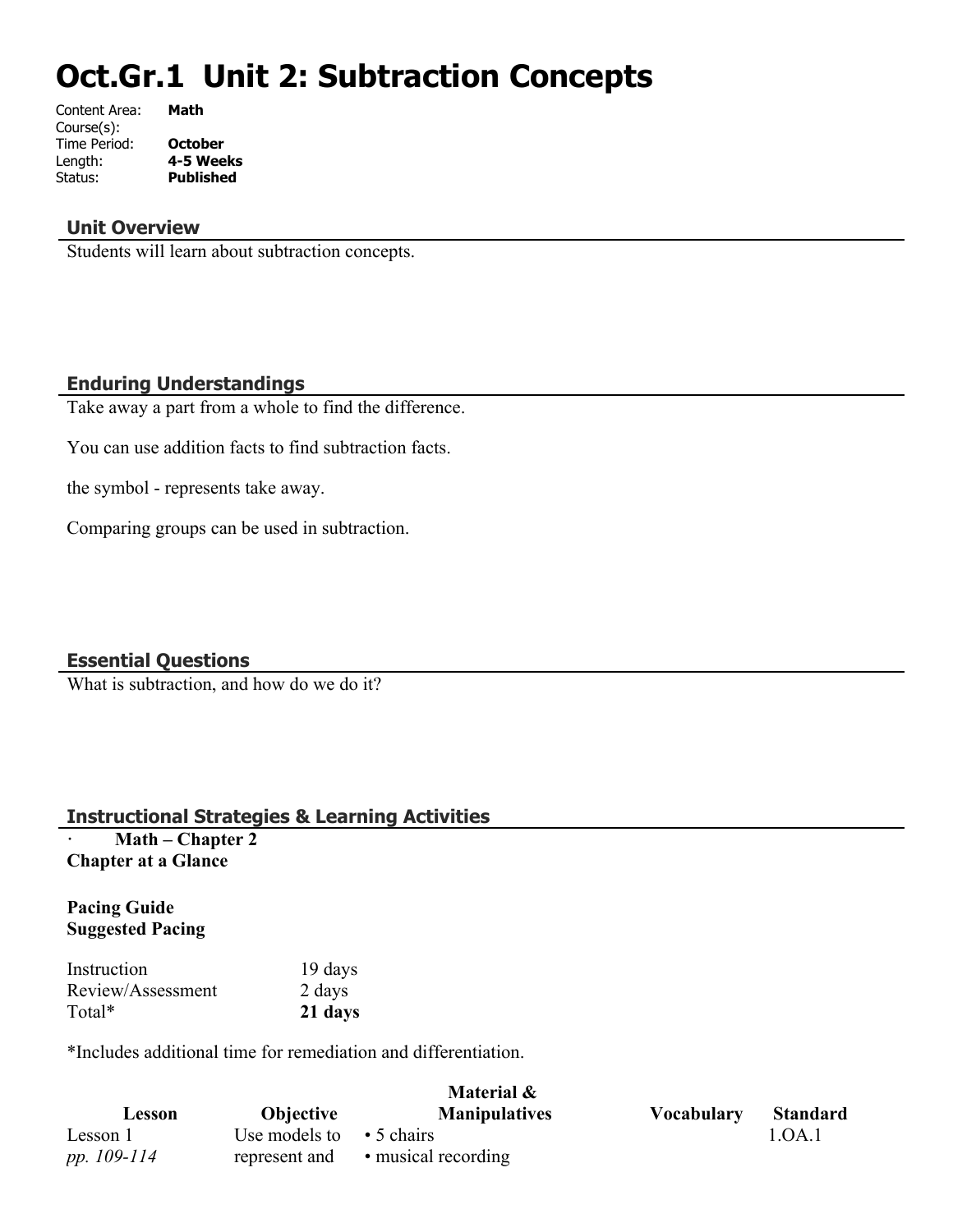# Oct.Gr.1 Unit 2: Subtraction Concepts

Content Area: **Math**
Course(s):
Time Period: **October**
Length: **4-5 Weeks**
Status: **Published**

## Unit Overview

Students will learn about subtraction concepts.

## Enduring Understandings

Take away a part from a whole to find the difference.

You can use addition facts to find subtraction facts.

the symbol - represents take away.

Comparing groups can be used in subtraction.

## Essential Questions

What is subtraction, and how do we do it?

## Instructional Strategies & Learning Activities

- **Math – Chapter 2**

**Chapter at a Glance**

**Pacing Guide**
**Suggested Pacing**

| | |
|---|---|
| Instruction | 19 days |
| Review/Assessment | 2 days |
| Total* | **21 days** |

*Includes additional time for remediation and differentiation.

| Lesson | Objective | Material & Manipulatives | Vocabulary | Standard |
|---|---|---|---|---|
| Lesson 1 *pp. 109-114* | Use models to represent and | • 5 chairs • musical recording | | 1.OA.1 |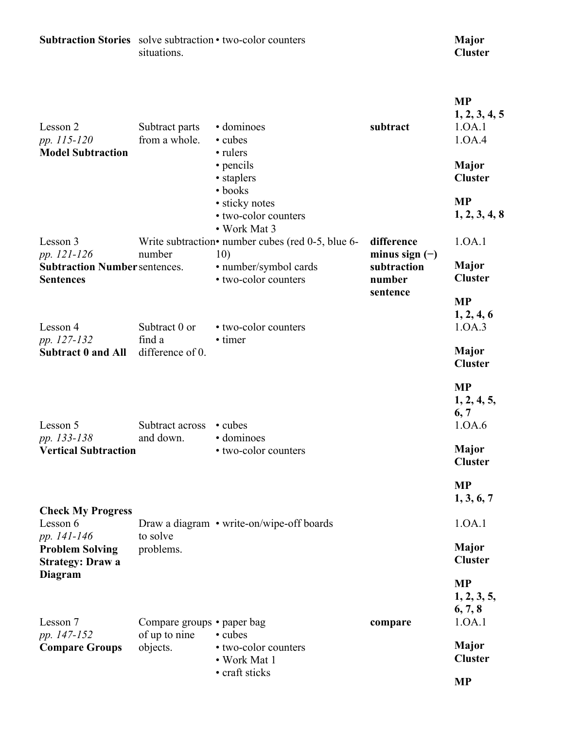| | | | | |
|---|---|---|---|---|
| **Subtraction Stories** | solve subtraction situations. | • two-color counters | | **Major Cluster**<br><br>**MP**<br>**1, 2, 3, 4, 5** |
| Lesson 2<br>*pp. 115-120*<br>**Model Subtraction** | Subtract parts from a whole. | • dominoes<br>• cubes<br>• rulers<br>• pencils<br>• staplers<br>• books<br>• sticky notes<br>• two-color counters<br>• Work Mat 3 | **subtract** | 1.OA.1<br>1.OA.4<br><br>**Major Cluster**<br><br>**MP**<br>**1, 2, 3, 4, 8** |
| Lesson 3<br>*pp. 121-126*<br>**Subtraction Number Sentences** | Write subtraction number sentences. | • number cubes (red 0-5, blue 6-10)<br>• number/symbol cards<br>• two-color counters | **difference**<br>**minus sign (−)**<br>**subtraction number sentence** | 1.OA.1<br><br>**Major Cluster**<br><br>**MP**<br>**1, 2, 4, 6** |
| Lesson 4<br>*pp. 127-132*<br>**Subtract 0 and All** | Subtract 0 or find a difference of 0. | • two-color counters<br>• timer | | 1.OA.3<br><br>**Major Cluster**<br><br>**MP**<br>**1, 2, 4, 5, 6, 7** |
| Lesson 5<br>*pp. 133-138*<br>**Vertical Subtraction** | Subtract across and down. | • cubes<br>• dominoes<br>• two-color counters | | 1.OA.6<br><br>**Major Cluster**<br><br>**MP**<br>**1, 3, 6, 7** |
| **Check My Progress** | | | | |
| Lesson 6<br>*pp. 141-146*<br>**Problem Solving Strategy: Draw a Diagram** | Draw a diagram to solve problems. | • write-on/wipe-off boards | | 1.OA.1<br><br>**Major Cluster**<br><br>**MP**<br>**1, 2, 3, 5, 6, 7, 8** |
| Lesson 7<br>*pp. 147-152*<br>**Compare Groups** | Compare groups of up to nine objects. | • paper bag<br>• cubes<br>• two-color counters<br>• Work Mat 1<br>• craft sticks | **compare** | 1.OA.1<br><br>**Major Cluster**<br><br>**MP** |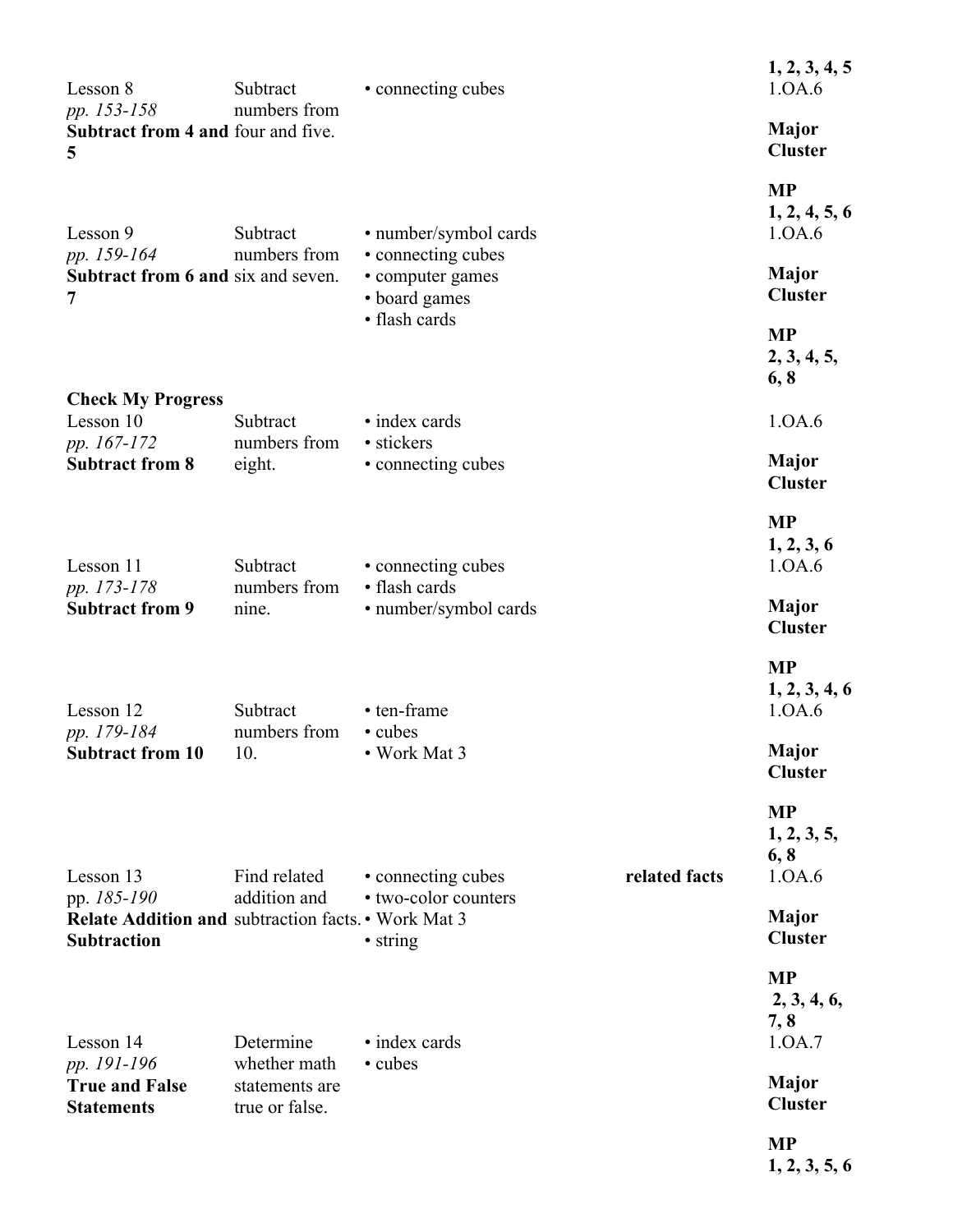| | | | | |
|---|---|---|---|---|
| | | | | **1, 2, 3, 4, 5** |
| Lesson 8<br>*pp. 153-158*<br>**Subtract from 4 and 5** | Subtract numbers from four and five. | • connecting cubes | | 1.OA.6<br><br>**Major Cluster**<br><br>**MP**<br>**1, 2, 4, 5, 6** |
| Lesson 9<br>*pp. 159-164*<br>**Subtract from 6 and 7** | Subtract numbers from six and seven. | • number/symbol cards<br>• connecting cubes<br>• computer games<br>• board games<br>• flash cards | | 1.OA.6<br><br>**Major Cluster**<br><br>**MP**<br>**2, 3, 4, 5, 6, 8** |
| **Check My Progress** | | | | |
| Lesson 10<br>*pp. 167-172*<br>**Subtract from 8** | Subtract numbers from eight. | • index cards<br>• stickers<br>• connecting cubes | | 1.OA.6<br><br>**Major Cluster**<br><br>**MP**<br>**1, 2, 3, 6** |
| Lesson 11<br>*pp. 173-178*<br>**Subtract from 9** | Subtract numbers from nine. | • connecting cubes<br>• flash cards<br>• number/symbol cards | | 1.OA.6<br><br>**Major Cluster**<br><br>**MP**<br>**1, 2, 3, 4, 6** |
| Lesson 12<br>*pp. 179-184*<br>**Subtract from 10** | Subtract numbers from 10. | • ten-frame<br>• cubes<br>• Work Mat 3 | | 1.OA.6<br><br>**Major Cluster**<br><br>**MP**<br>**1, 2, 3, 5, 6, 8** |
| Lesson 13<br>pp. *185-190*<br>**Relate Addition and Subtraction** | Find related addition and subtraction facts. | • connecting cubes<br>• two-color counters<br>• Work Mat 3<br>• string | **related facts** | 1.OA.6<br><br>**Major Cluster**<br><br>**MP**<br>**2, 3, 4, 6, 7, 8** |
| Lesson 14<br>*pp. 191-196*<br>**True and False Statements** | Determine whether math statements are true or false. | • index cards<br>• cubes | | 1.OA.7<br><br>**Major Cluster**<br><br>**MP**<br>**1, 2, 3, 5, 6** |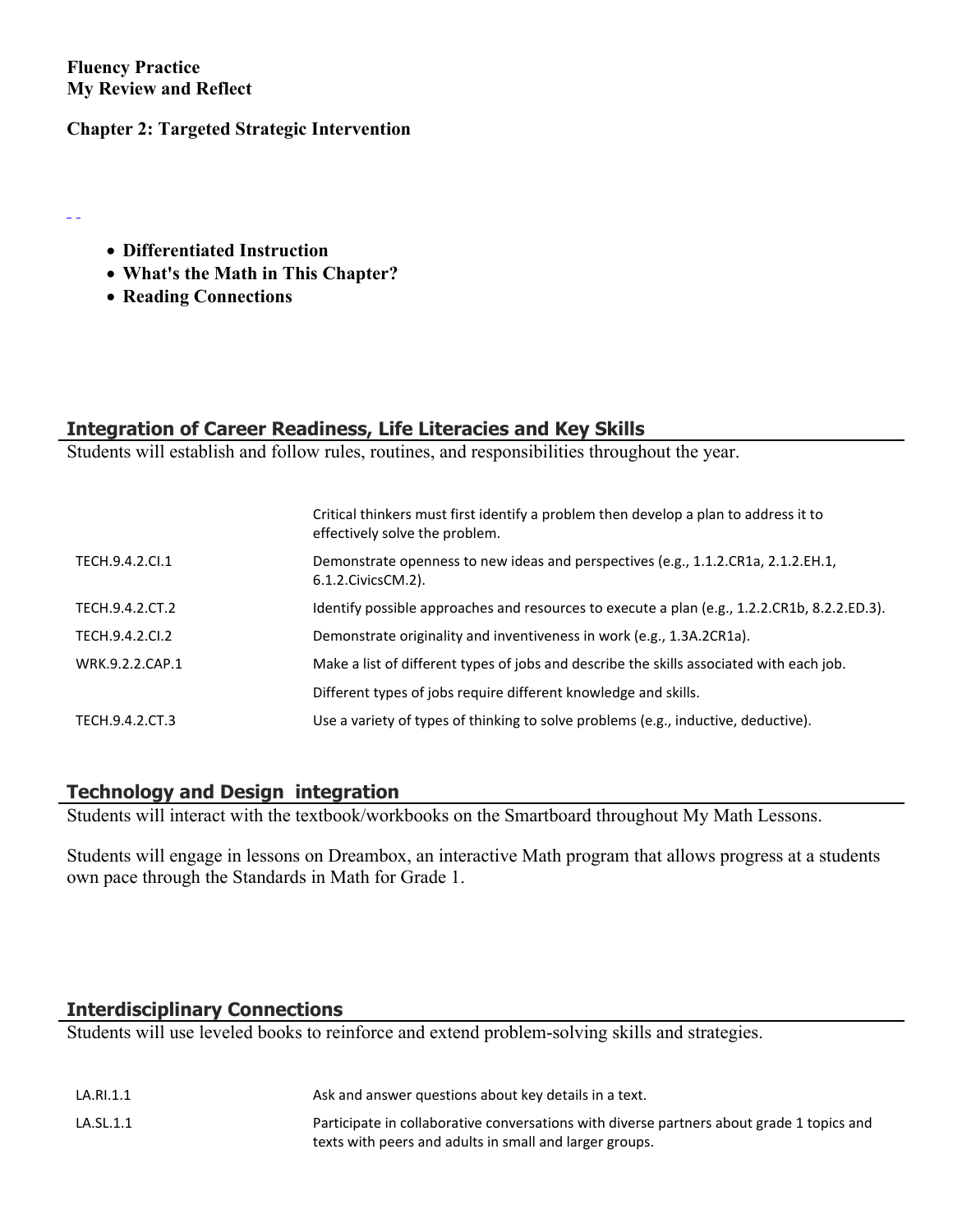**Fluency Practice**
**My Review and Reflect**

**Chapter 2: Targeted Strategic Intervention**

- **Differentiated Instruction**
- **What's the Math in This Chapter?**
- **Reading Connections**

## Integration of Career Readiness, Life Literacies and Key Skills

Students will establish and follow rules, routines, and responsibilities throughout the year.

| | |
|---|---|
| | Critical thinkers must first identify a problem then develop a plan to address it to effectively solve the problem. |
| TECH.9.4.2.CI.1 | Demonstrate openness to new ideas and perspectives (e.g., 1.1.2.CR1a, 2.1.2.EH.1, 6.1.2.CivicsCM.2). |
| TECH.9.4.2.CT.2 | Identify possible approaches and resources to execute a plan (e.g., 1.2.2.CR1b, 8.2.2.ED.3). |
| TECH.9.4.2.CI.2 | Demonstrate originality and inventiveness in work (e.g., 1.3A.2CR1a). |
| WRK.9.2.2.CAP.1 | Make a list of different types of jobs and describe the skills associated with each job. |
| | Different types of jobs require different knowledge and skills. |
| TECH.9.4.2.CT.3 | Use a variety of types of thinking to solve problems (e.g., inductive, deductive). |

## Technology and Design integration

Students will interact with the textbook/workbooks on the Smartboard throughout My Math Lessons.

Students will engage in lessons on Dreambox, an interactive Math program that allows progress at a students own pace through the Standards in Math for Grade 1.

## Interdisciplinary Connections

Students will use leveled books to reinforce and extend problem-solving skills and strategies.

| | |
|---|---|
| LA.RI.1.1 | Ask and answer questions about key details in a text. |
| LA.SL.1.1 | Participate in collaborative conversations with diverse partners about grade 1 topics and texts with peers and adults in small and larger groups. |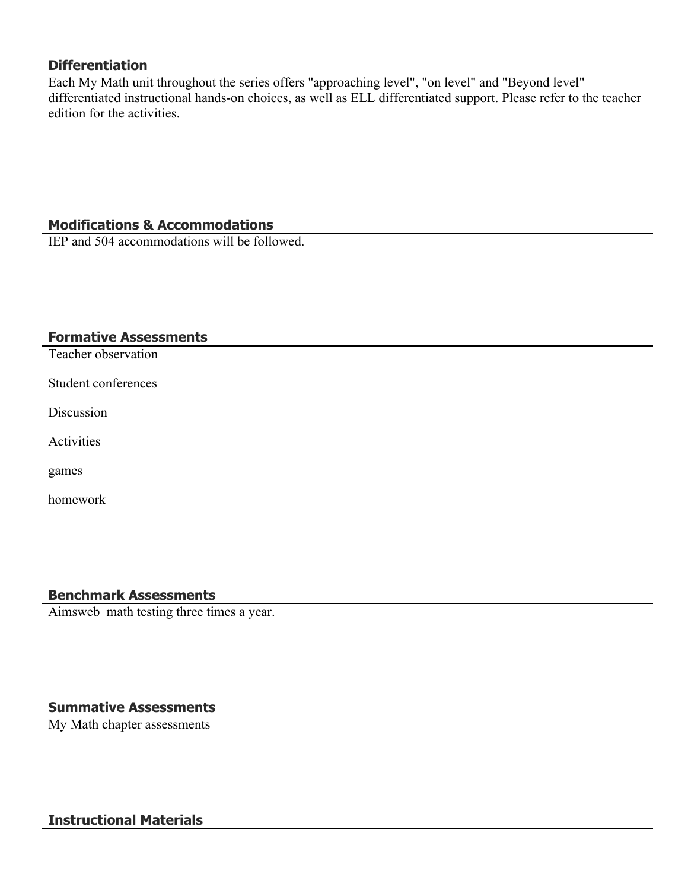## Differentiation

Each My Math unit throughout the series offers "approaching level", "on level" and "Beyond level" differentiated instructional hands-on choices, as well as ELL differentiated support. Please refer to the teacher edition for the activities.

## Modifications & Accommodations

IEP and 504 accommodations will be followed.

## Formative Assessments

Teacher observation

Student conferences

Discussion

Activities

games

homework

## Benchmark Assessments

Aimsweb math testing three times a year.

## Summative Assessments

My Math chapter assessments

## Instructional Materials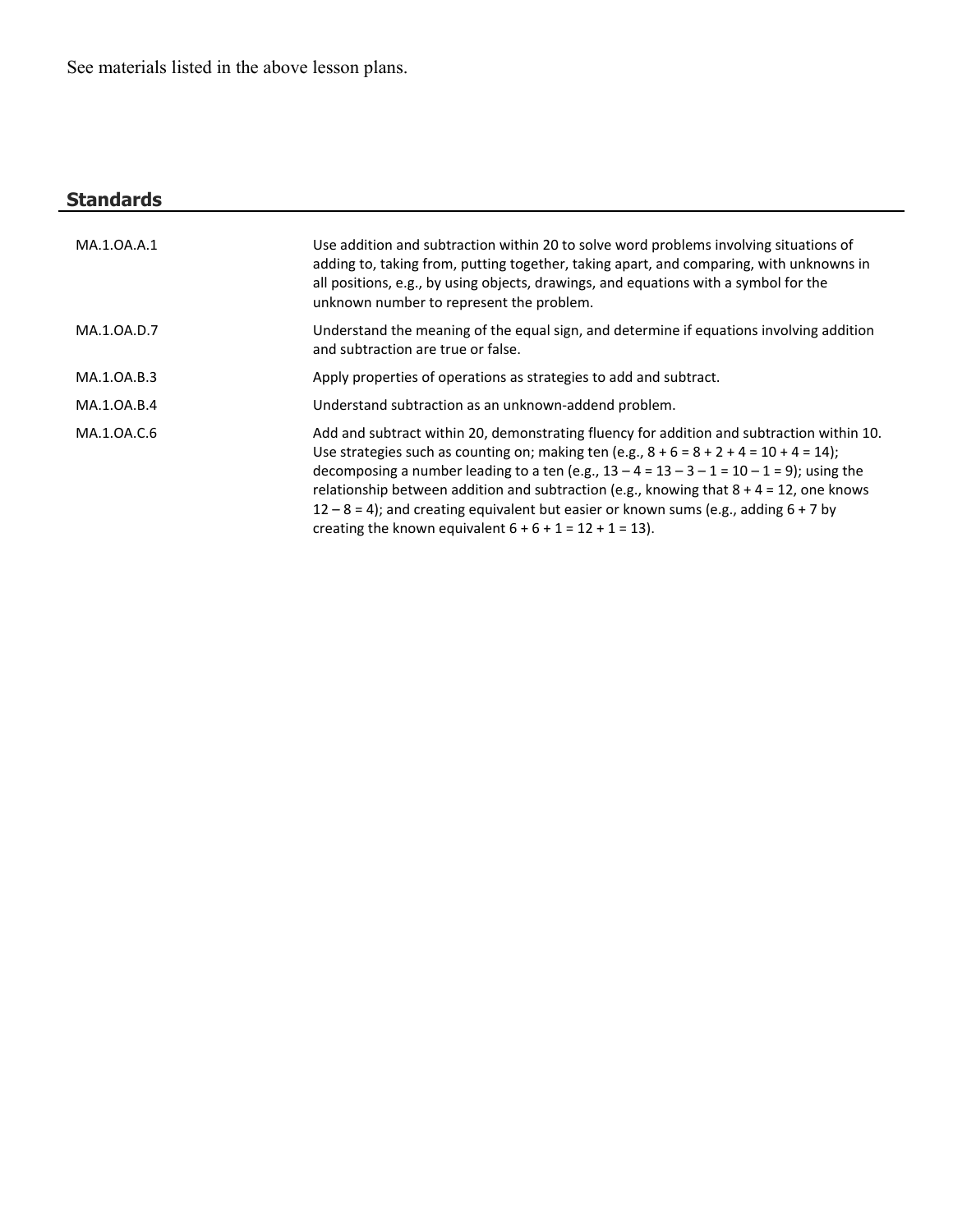See materials listed in the above lesson plans.

## Standards

| | |
|---|---|
| MA.1.OA.A.1 | Use addition and subtraction within 20 to solve word problems involving situations of adding to, taking from, putting together, taking apart, and comparing, with unknowns in all positions, e.g., by using objects, drawings, and equations with a symbol for the unknown number to represent the problem. |
| MA.1.OA.D.7 | Understand the meaning of the equal sign, and determine if equations involving addition and subtraction are true or false. |
| MA.1.OA.B.3 | Apply properties of operations as strategies to add and subtract. |
| MA.1.OA.B.4 | Understand subtraction as an unknown-addend problem. |
| MA.1.OA.C.6 | Add and subtract within 20, demonstrating fluency for addition and subtraction within 10. Use strategies such as counting on; making ten (e.g., $8 + 6 = 8 + 2 + 4 = 10 + 4 = 14$); decomposing a number leading to a ten (e.g., $13 – 4 = 13 – 3 – 1 = 10 – 1 = 9$); using the relationship between addition and subtraction (e.g., knowing that $8 + 4 = 12$, one knows $12 – 8 = 4$); and creating equivalent but easier or known sums (e.g., adding $6 + 7$ by creating the known equivalent $6 + 6 + 1 = 12 + 1 = 13$). |